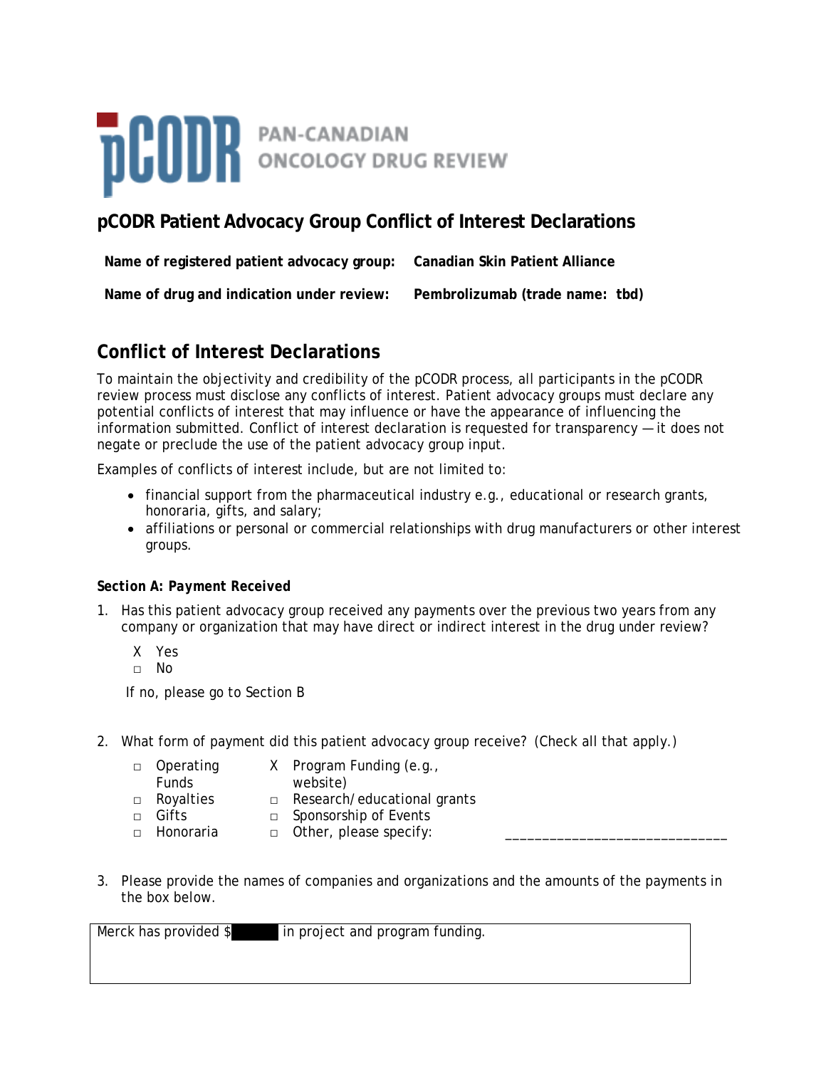# pCODR PAN-CANADIAN ONCOLOGY DRUG REVIEW

## pCODR Patient Advocacy Group Conflict of Interest Declarations

**Name of registered patient advocacy group:** **Canadian Skin Patient Alliance**

**Name of drug and indication under review:** **Pembrolizumab (trade name: tbd)**

## Conflict of Interest Declarations

To maintain the objectivity and credibility of the pCODR process, all participants in the pCODR review process must disclose any conflicts of interest. Patient advocacy groups must declare any potential conflicts of interest that may influence or have the appearance of influencing the information submitted. Conflict of interest declaration is requested for transparency — it does not negate or preclude the use of the patient advocacy group input.

Examples of conflicts of interest include, but are not limited to:

- financial support from the pharmaceutical industry e.g., educational or research grants, honoraria, gifts, and salary;
- affiliations or personal or commercial relationships with drug manufacturers or other interest groups.

***Section A: Payment Received***

1. Has this patient advocacy group received any payments over the previous two years from any company or organization that may have direct or indirect interest in the drug under review?

   X Yes
   □ No

   If no, please go to Section B

2. What form of payment did this patient advocacy group receive? (Check all that apply.)

   □ Operating Funds
   X Program Funding (e.g., website)
   □ Royalties
   □ Research/educational grants
   □ Gifts
   □ Sponsorship of Events
   □ Honoraria
   □ Other, please specify: ____________________________

3. Please provide the names of companies and organizations and the amounts of the payments in the box below.

| Merck has provided $█████ in project and program funding. |
|---|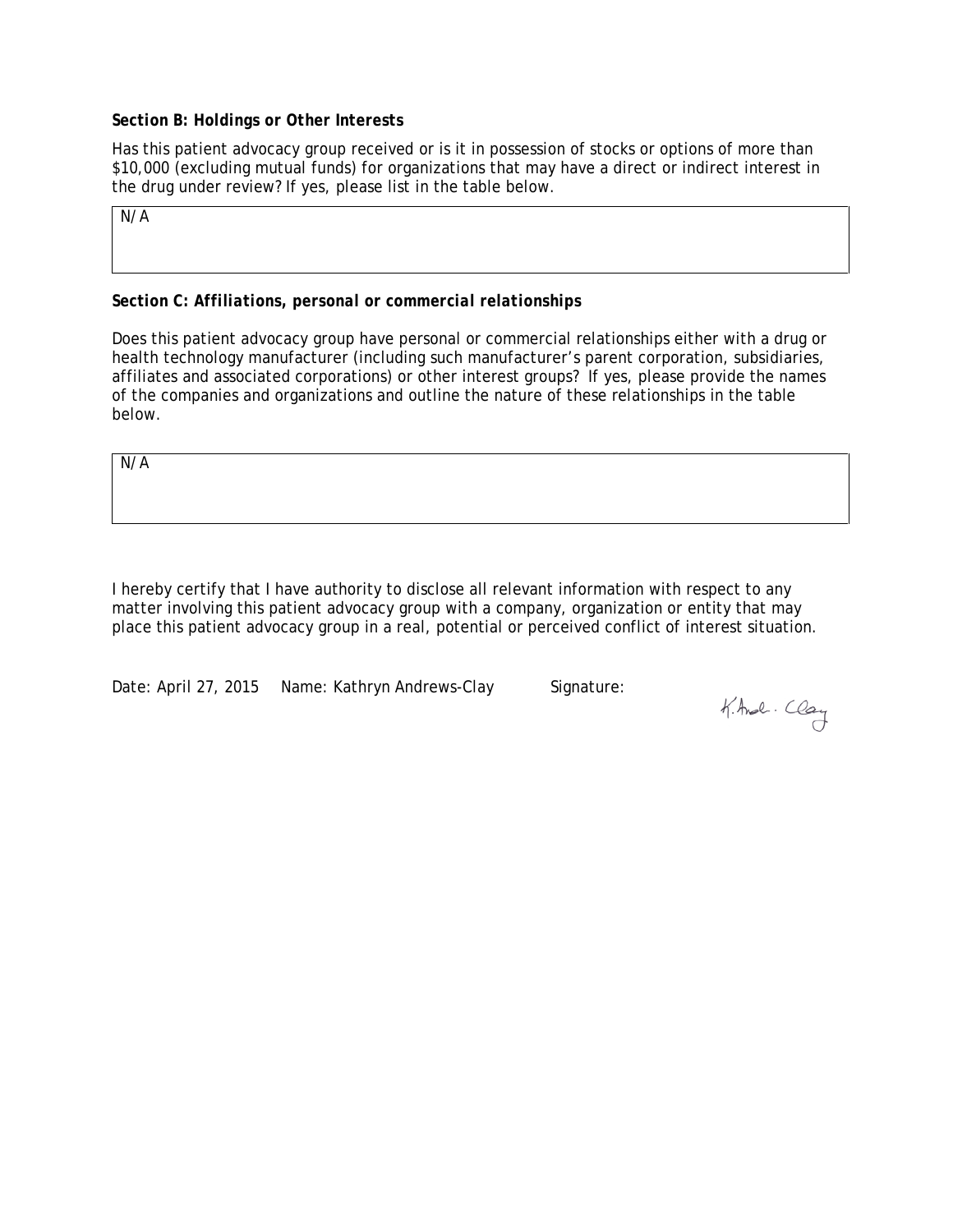**Section B: Holdings or Other Interests**

Has this patient advocacy group received or is it in possession of stocks or options of more than $10,000 (excluding mutual funds) for organizations that may have a direct or indirect interest in the drug under review? If yes, please list in the table below.

| |
|---|
| N/A |

**Section C:** ***Affiliations, personal or commercial relationships***

Does this patient advocacy group have personal or commercial relationships either with a drug or health technology manufacturer (including such manufacturer's parent corporation, subsidiaries, affiliates and associated corporations) or other interest groups? If yes, please provide the names of the companies and organizations and outline the nature of these relationships in the table below.

| |
|---|
| N/A |

I hereby certify that I have authority to disclose all relevant information with respect to any matter involving this patient advocacy group with a company, organization or entity that may place this patient advocacy group in a real, potential or perceived conflict of interest situation.

Date: April 27, 2015 Name: Kathryn Andrews-Clay Signature: K. Andr. Clay